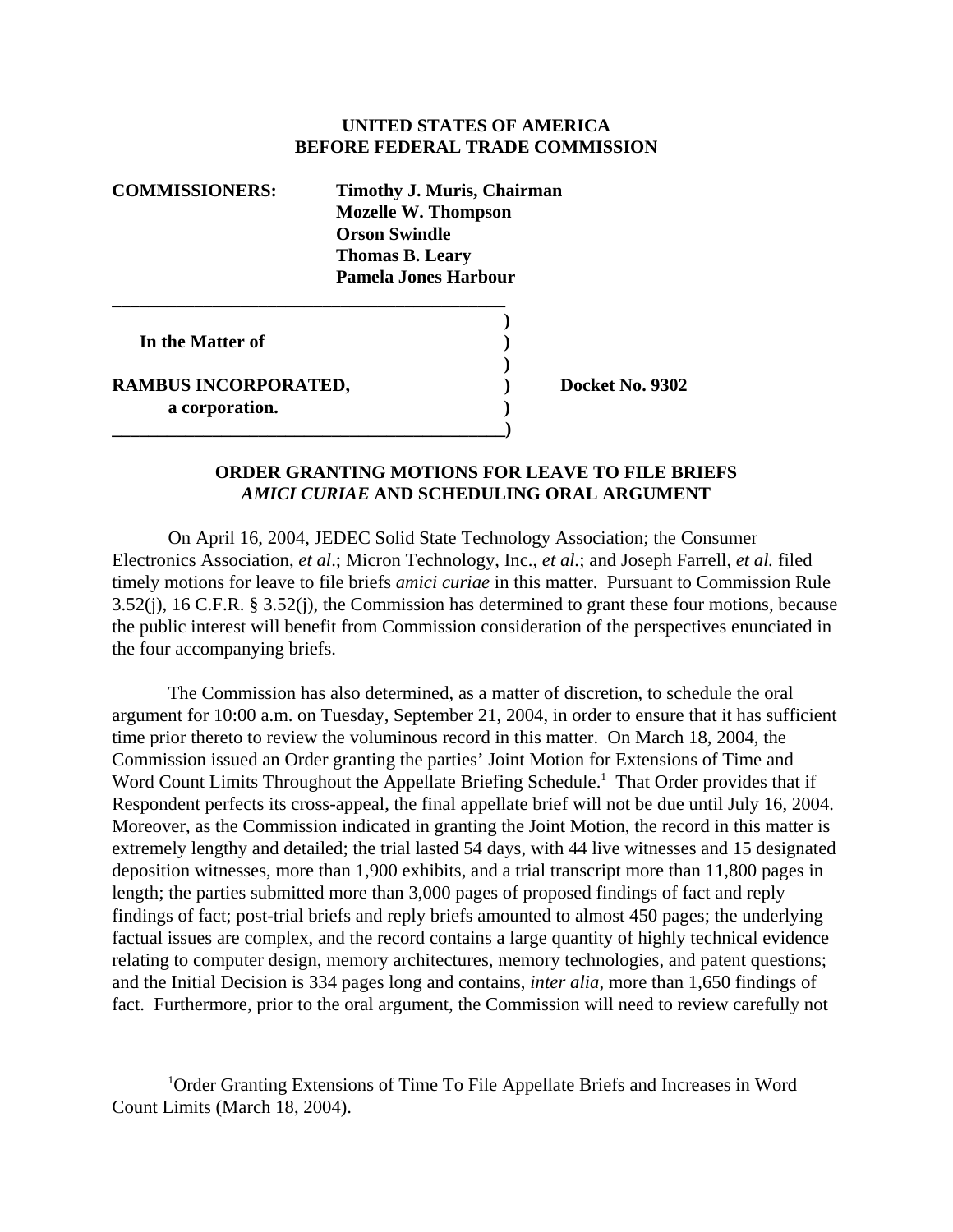**UNITED STATES OF AMERICA**
**BEFORE FEDERAL TRADE COMMISSION**

**COMMISSIONERS:** **Timothy J. Muris, Chairman**
**Mozelle W. Thompson**
**Orson Swindle**
**Thomas B. Leary**
**Pamela Jones Harbour**

| | | |
|---|---|---|
| **In the Matter of** | ) | |
| | ) | |
| **RAMBUS INCORPORATED,** | ) | **Docket No. 9302** |
| **a corporation.** | ) | |

**ORDER GRANTING MOTIONS FOR LEAVE TO FILE BRIEFS *AMICI CURIAE* AND SCHEDULING ORAL ARGUMENT**

On April 16, 2004, JEDEC Solid State Technology Association; the Consumer Electronics Association, *et al*.; Micron Technology, Inc., *et al.*; and Joseph Farrell, *et al.* filed timely motions for leave to file briefs *amici curiae* in this matter. Pursuant to Commission Rule 3.52(j), 16 C.F.R. § 3.52(j), the Commission has determined to grant these four motions, because the public interest will benefit from Commission consideration of the perspectives enunciated in the four accompanying briefs.

The Commission has also determined, as a matter of discretion, to schedule the oral argument for 10:00 a.m. on Tuesday, September 21, 2004, in order to ensure that it has sufficient time prior thereto to review the voluminous record in this matter. On March 18, 2004, the Commission issued an Order granting the parties' Joint Motion for Extensions of Time and Word Count Limits Throughout the Appellate Briefing Schedule.[1] That Order provides that if Respondent perfects its cross-appeal, the final appellate brief will not be due until July 16, 2004. Moreover, as the Commission indicated in granting the Joint Motion, the record in this matter is extremely lengthy and detailed; the trial lasted 54 days, with 44 live witnesses and 15 designated deposition witnesses, more than 1,900 exhibits, and a trial transcript more than 11,800 pages in length; the parties submitted more than 3,000 pages of proposed findings of fact and reply findings of fact; post-trial briefs and reply briefs amounted to almost 450 pages; the underlying factual issues are complex, and the record contains a large quantity of highly technical evidence relating to computer design, memory architectures, memory technologies, and patent questions; and the Initial Decision is 334 pages long and contains, *inter alia*, more than 1,650 findings of fact. Furthermore, prior to the oral argument, the Commission will need to review carefully not

[1] Order Granting Extensions of Time To File Appellate Briefs and Increases in Word Count Limits (March 18, 2004).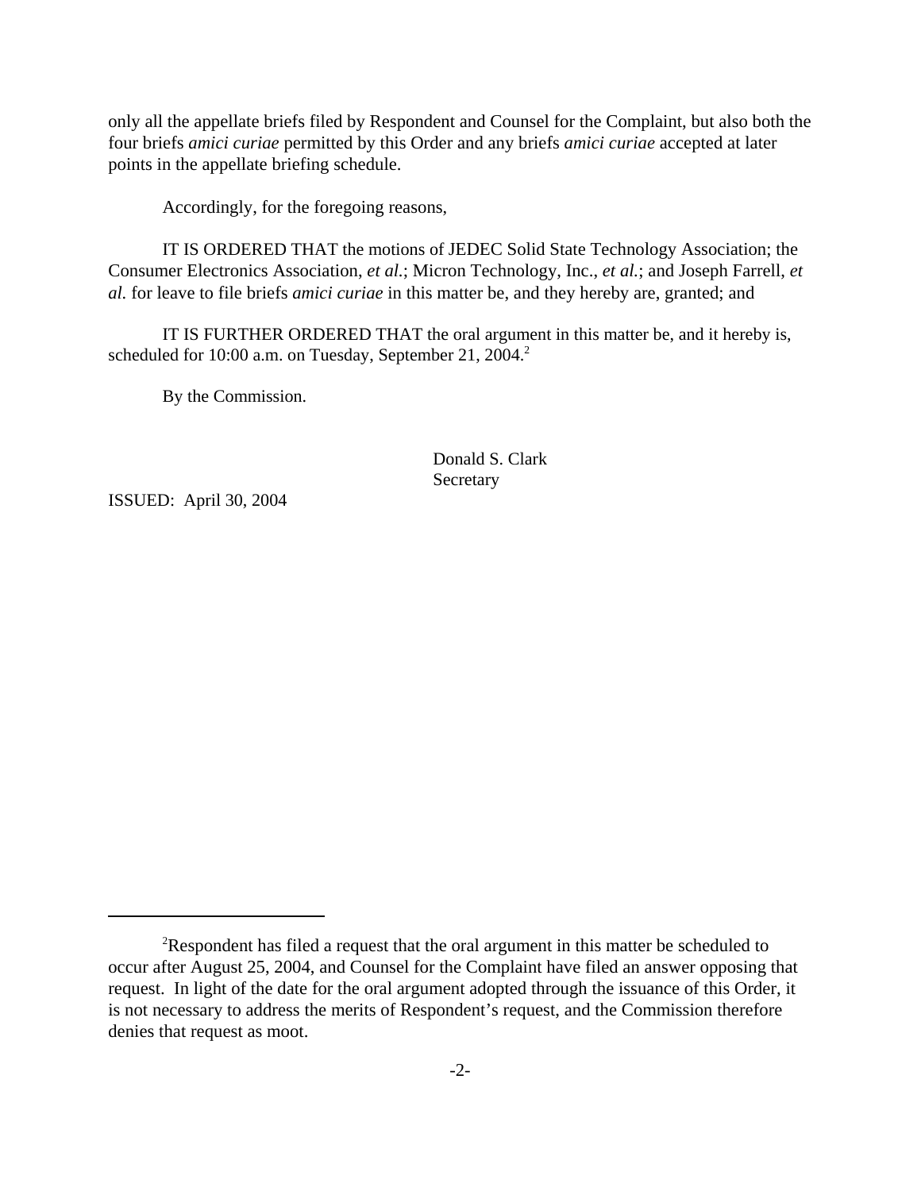only all the appellate briefs filed by Respondent and Counsel for the Complaint, but also both the four briefs *amici curiae* permitted by this Order and any briefs *amici curiae* accepted at later points in the appellate briefing schedule.

Accordingly, for the foregoing reasons,

IT IS ORDERED THAT the motions of JEDEC Solid State Technology Association; the Consumer Electronics Association, *et al.*; Micron Technology, Inc., *et al.*; and Joseph Farrell, *et al.* for leave to file briefs *amici curiae* in this matter be, and they hereby are, granted; and

IT IS FURTHER ORDERED THAT the oral argument in this matter be, and it hereby is, scheduled for 10:00 a.m. on Tuesday, September 21, 2004.[2]

By the Commission.

Donald S. Clark
Secretary

ISSUED: April 30, 2004

---

[2]Respondent has filed a request that the oral argument in this matter be scheduled to occur after August 25, 2004, and Counsel for the Complaint have filed an answer opposing that request. In light of the date for the oral argument adopted through the issuance of this Order, it is not necessary to address the merits of Respondent's request, and the Commission therefore denies that request as moot.